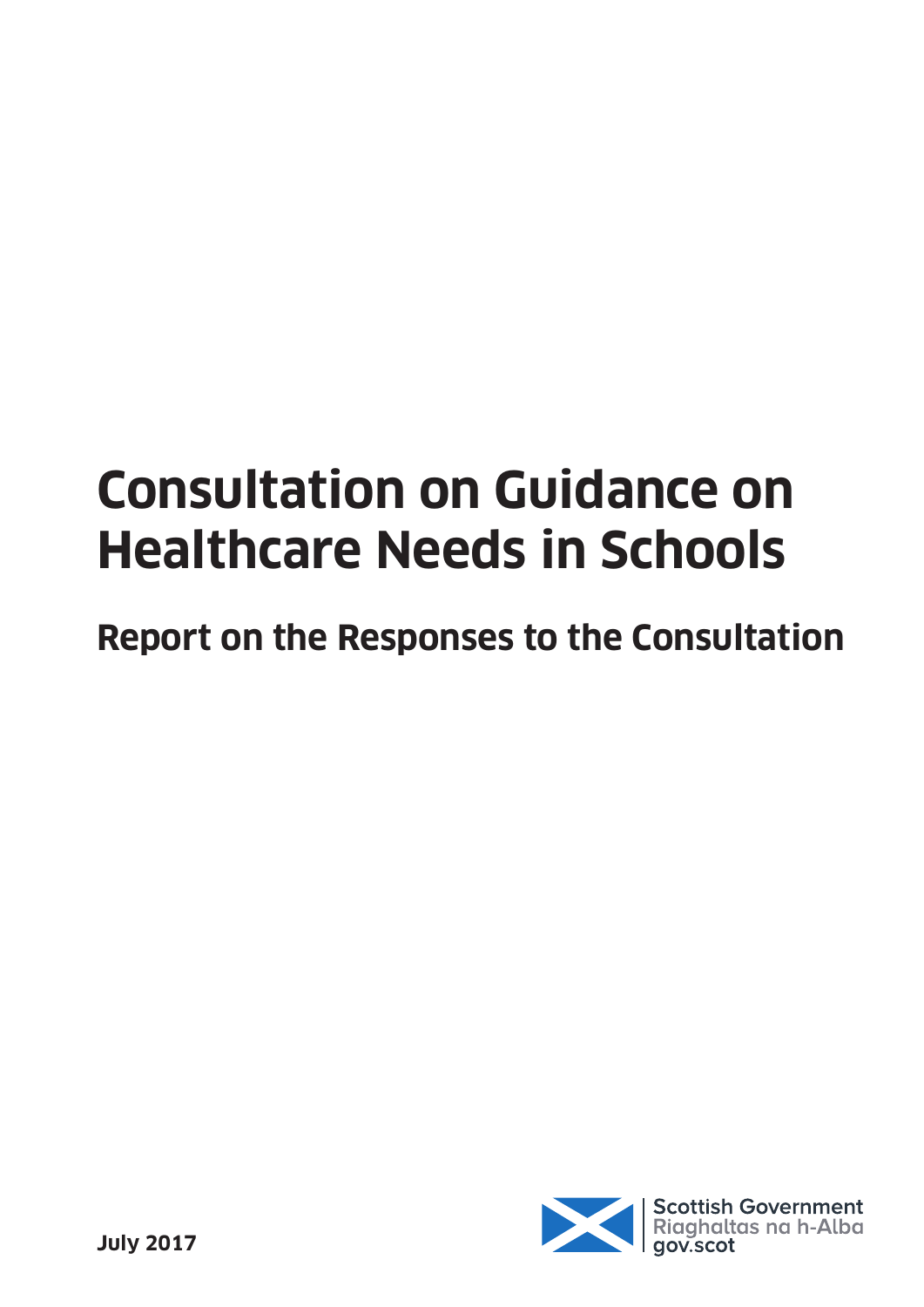# Consultation on Guidance on Healthcare Needs in Schools

## Report on the Responses to the Consultation

**July 2017**

Scottish Government
Riaghaltas na h-Alba
gov.scot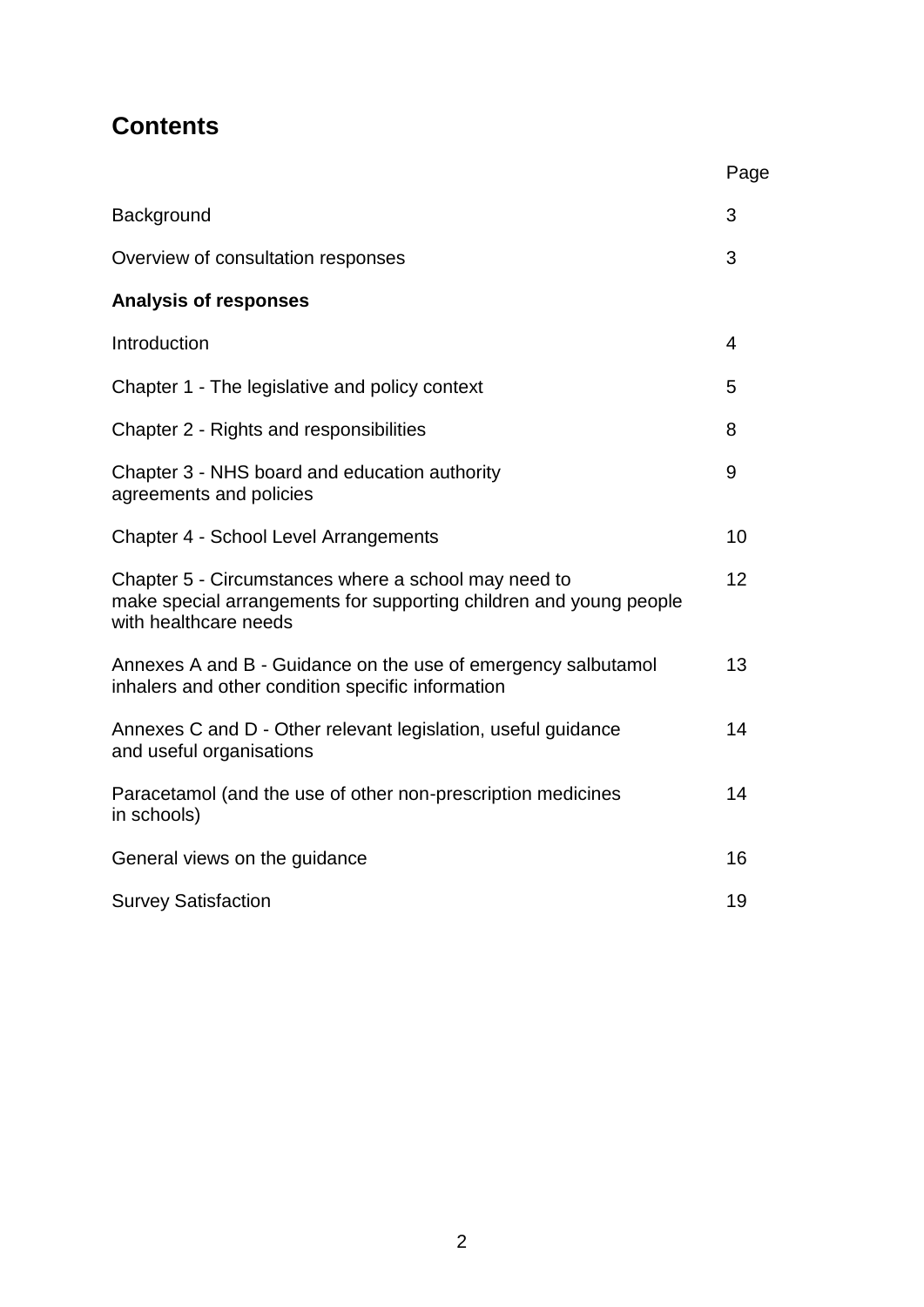## Contents

| | Page |
|---|---|
| Background | 3 |
| Overview of consultation responses | 3 |
| **Analysis of responses** | |
| Introduction | 4 |
| Chapter 1 - The legislative and policy context | 5 |
| Chapter 2 - Rights and responsibilities | 8 |
| Chapter 3 - NHS board and education authority agreements and policies | 9 |
| Chapter 4 - School Level Arrangements | 10 |
| Chapter 5 - Circumstances where a school may need to make special arrangements for supporting children and young people with healthcare needs | 12 |
| Annexes A and B - Guidance on the use of emergency salbutamol inhalers and other condition specific information | 13 |
| Annexes C and D - Other relevant legislation, useful guidance and useful organisations | 14 |
| Paracetamol (and the use of other non-prescription medicines in schools) | 14 |
| General views on the guidance | 16 |
| Survey Satisfaction | 19 |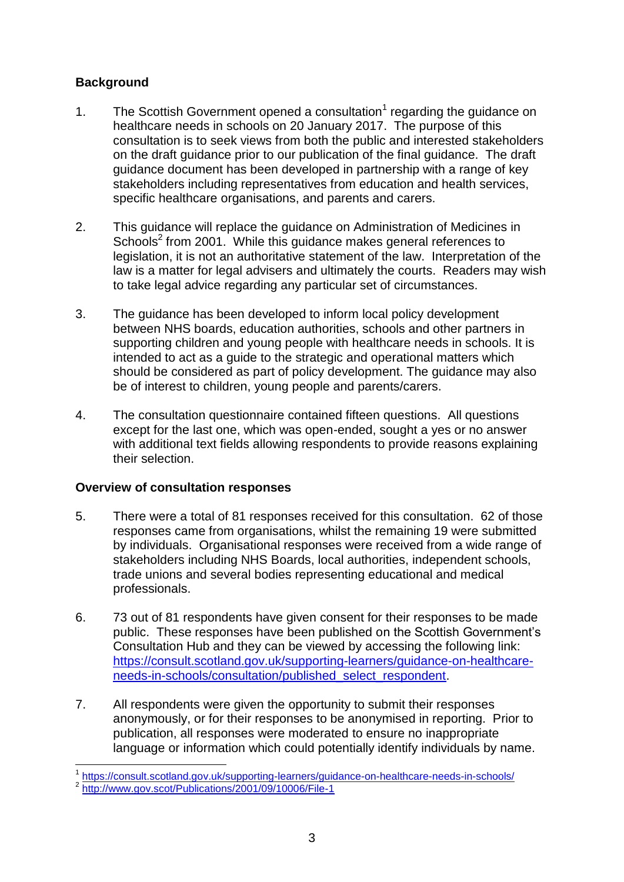## Background

1. The Scottish Government opened a consultation[1] regarding the guidance on healthcare needs in schools on 20 January 2017. The purpose of this consultation is to seek views from both the public and interested stakeholders on the draft guidance prior to our publication of the final guidance. The draft guidance document has been developed in partnership with a range of key stakeholders including representatives from education and health services, specific healthcare organisations, and parents and carers.

2. This guidance will replace the guidance on Administration of Medicines in Schools[2] from 2001. While this guidance makes general references to legislation, it is not an authoritative statement of the law. Interpretation of the law is a matter for legal advisers and ultimately the courts. Readers may wish to take legal advice regarding any particular set of circumstances.

3. The guidance has been developed to inform local policy development between NHS boards, education authorities, schools and other partners in supporting children and young people with healthcare needs in schools. It is intended to act as a guide to the strategic and operational matters which should be considered as part of policy development. The guidance may also be of interest to children, young people and parents/carers.

4. The consultation questionnaire contained fifteen questions. All questions except for the last one, which was open-ended, sought a yes or no answer with additional text fields allowing respondents to provide reasons explaining their selection.

## Overview of consultation responses

5. There were a total of 81 responses received for this consultation. 62 of those responses came from organisations, whilst the remaining 19 were submitted by individuals. Organisational responses were received from a wide range of stakeholders including NHS Boards, local authorities, independent schools, trade unions and several bodies representing educational and medical professionals.

6. 73 out of 81 respondents have given consent for their responses to be made public. These responses have been published on the Scottish Government's Consultation Hub and they can be viewed by accessing the following link: https://consult.scotland.gov.uk/supporting-learners/guidance-on-healthcare-needs-in-schools/consultation/published_select_respondent.

7. All respondents were given the opportunity to submit their responses anonymously, or for their responses to be anonymised in reporting. Prior to publication, all responses were moderated to ensure no inappropriate language or information which could potentially identify individuals by name.

---

[1] https://consult.scotland.gov.uk/supporting-learners/guidance-on-healthcare-needs-in-schools/

[2] http://www.gov.scot/Publications/2001/09/10006/File-1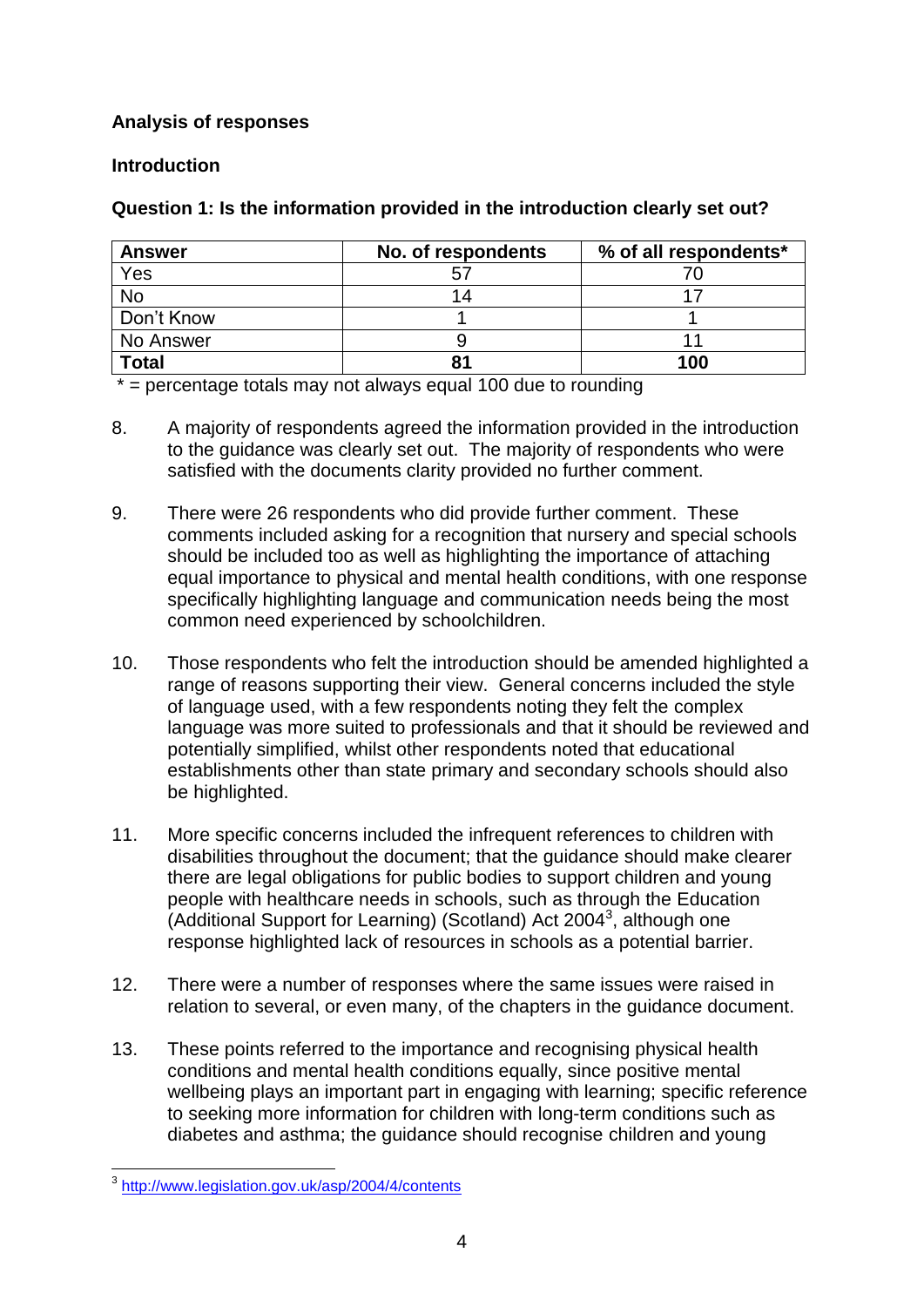**Analysis of responses**

**Introduction**

**Question 1: Is the information provided in the introduction clearly set out?**

| Answer | No. of respondents | % of all respondents* |
|---|---|---|
| Yes | 57 | 70 |
| No | 14 | 17 |
| Don't Know | 1 | 1 |
| No Answer | 9 | 11 |
| **Total** | **81** | **100** |

* = percentage totals may not always equal 100 due to rounding

8. A majority of respondents agreed the information provided in the introduction to the guidance was clearly set out. The majority of respondents who were satisfied with the documents clarity provided no further comment.

9. There were 26 respondents who did provide further comment. These comments included asking for a recognition that nursery and special schools should be included too as well as highlighting the importance of attaching equal importance to physical and mental health conditions, with one response specifically highlighting language and communication needs being the most common need experienced by schoolchildren.

10. Those respondents who felt the introduction should be amended highlighted a range of reasons supporting their view. General concerns included the style of language used, with a few respondents noting they felt the complex language was more suited to professionals and that it should be reviewed and potentially simplified, whilst other respondents noted that educational establishments other than state primary and secondary schools should also be highlighted.

11. More specific concerns included the infrequent references to children with disabilities throughout the document; that the guidance should make clearer there are legal obligations for public bodies to support children and young people with healthcare needs in schools, such as through the Education (Additional Support for Learning) (Scotland) Act 2004[3], although one response highlighted lack of resources in schools as a potential barrier.

12. There were a number of responses where the same issues were raised in relation to several, or even many, of the chapters in the guidance document.

13. These points referred to the importance and recognising physical health conditions and mental health conditions equally, since positive mental wellbeing plays an important part in engaging with learning; specific reference to seeking more information for children with long-term conditions such as diabetes and asthma; the guidance should recognise children and young

[3] http://www.legislation.gov.uk/asp/2004/4/contents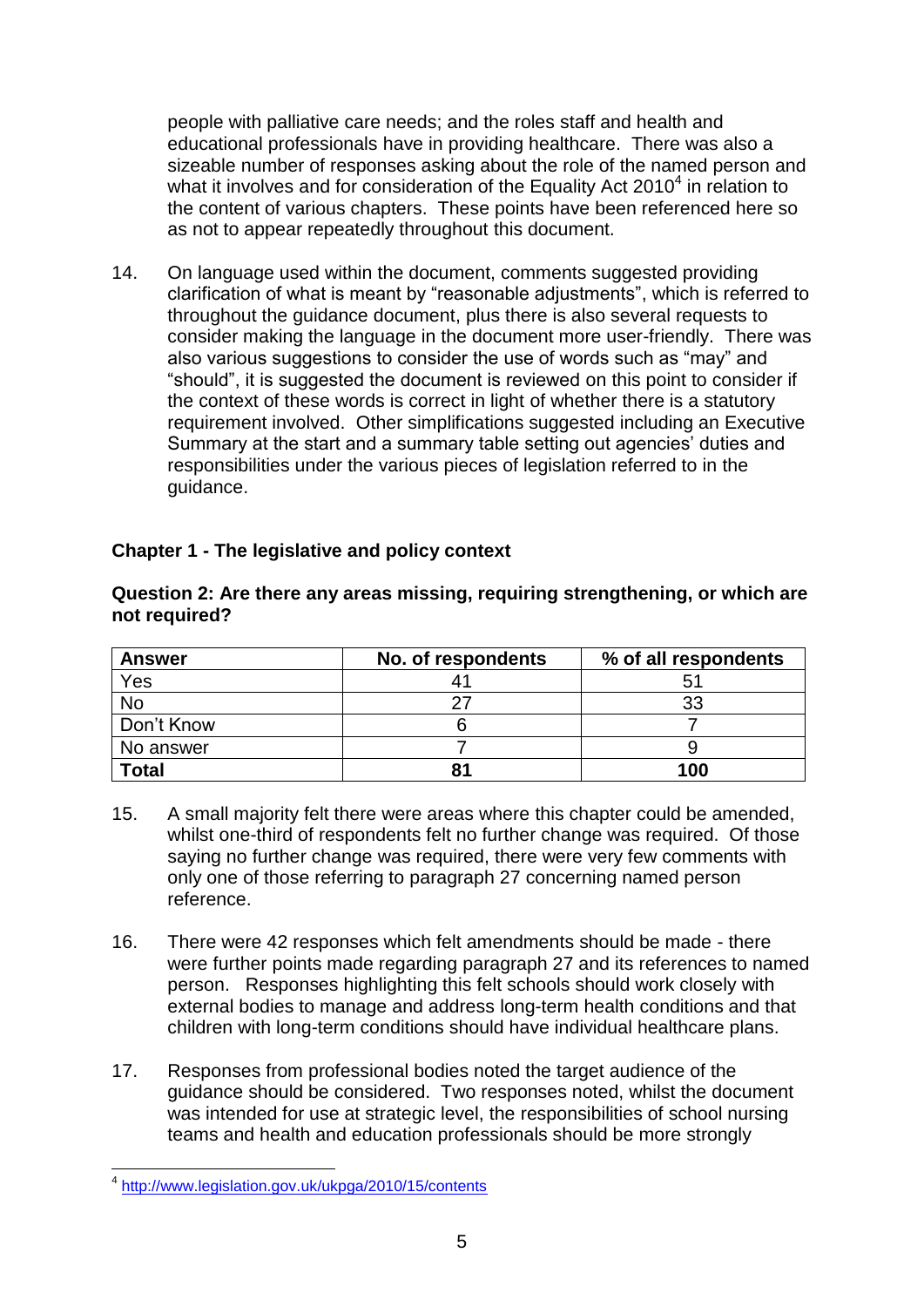people with palliative care needs; and the roles staff and health and educational professionals have in providing healthcare. There was also a sizeable number of responses asking about the role of the named person and what it involves and for consideration of the Equality Act 2010[4] in relation to the content of various chapters. These points have been referenced here so as not to appear repeatedly throughout this document.

14. On language used within the document, comments suggested providing clarification of what is meant by "reasonable adjustments", which is referred to throughout the guidance document, plus there is also several requests to consider making the language in the document more user-friendly. There was also various suggestions to consider the use of words such as "may" and "should", it is suggested the document is reviewed on this point to consider if the context of these words is correct in light of whether there is a statutory requirement involved. Other simplifications suggested including an Executive Summary at the start and a summary table setting out agencies' duties and responsibilities under the various pieces of legislation referred to in the guidance.

## Chapter 1 - The legislative and policy context

**Question 2: Are there any areas missing, requiring strengthening, or which are not required?**

| Answer | No. of respondents | % of all respondents |
|---|---|---|
| Yes | 41 | 51 |
| No | 27 | 33 |
| Don't Know | 6 | 7 |
| No answer | 7 | 9 |
| **Total** | **81** | **100** |

15. A small majority felt there were areas where this chapter could be amended, whilst one-third of respondents felt no further change was required. Of those saying no further change was required, there were very few comments with only one of those referring to paragraph 27 concerning named person reference.

16. There were 42 responses which felt amendments should be made - there were further points made regarding paragraph 27 and its references to named person. Responses highlighting this felt schools should work closely with external bodies to manage and address long-term health conditions and that children with long-term conditions should have individual healthcare plans.

17. Responses from professional bodies noted the target audience of the guidance should be considered. Two responses noted, whilst the document was intended for use at strategic level, the responsibilities of school nursing teams and health and education professionals should be more strongly

[4] http://www.legislation.gov.uk/ukpga/2010/15/contents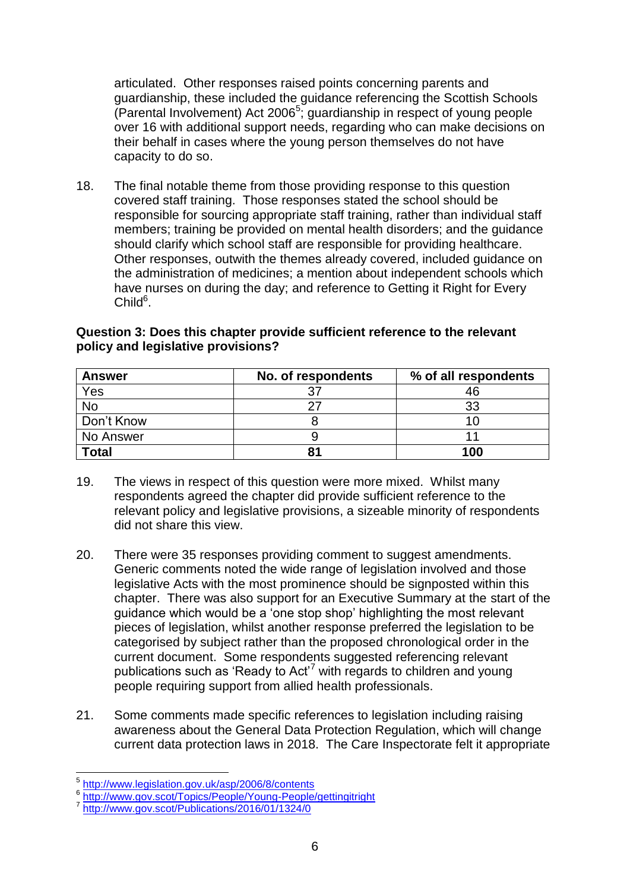articulated. Other responses raised points concerning parents and guardianship, these included the guidance referencing the Scottish Schools (Parental Involvement) Act 2006[5]; guardianship in respect of young people over 16 with additional support needs, regarding who can make decisions on their behalf in cases where the young person themselves do not have capacity to do so.

18. The final notable theme from those providing response to this question covered staff training. Those responses stated the school should be responsible for sourcing appropriate staff training, rather than individual staff members; training be provided on mental health disorders; and the guidance should clarify which school staff are responsible for providing healthcare. Other responses, outwith the themes already covered, included guidance on the administration of medicines; a mention about independent schools which have nurses on during the day; and reference to Getting it Right for Every Child[6].

**Question 3: Does this chapter provide sufficient reference to the relevant policy and legislative provisions?**

| Answer | No. of respondents | % of all respondents |
|---|---|---|
| Yes | 37 | 46 |
| No | 27 | 33 |
| Don't Know | 8 | 10 |
| No Answer | 9 | 11 |
| **Total** | **81** | **100** |

19. The views in respect of this question were more mixed. Whilst many respondents agreed the chapter did provide sufficient reference to the relevant policy and legislative provisions, a sizeable minority of respondents did not share this view.

20. There were 35 responses providing comment to suggest amendments. Generic comments noted the wide range of legislation involved and those legislative Acts with the most prominence should be signposted within this chapter. There was also support for an Executive Summary at the start of the guidance which would be a 'one stop shop' highlighting the most relevant pieces of legislation, whilst another response preferred the legislation to be categorised by subject rather than the proposed chronological order in the current document. Some respondents suggested referencing relevant publications such as 'Ready to Act'[7] with regards to children and young people requiring support from allied health professionals.

21. Some comments made specific references to legislation including raising awareness about the General Data Protection Regulation, which will change current data protection laws in 2018. The Care Inspectorate felt it appropriate

---

[5] http://www.legislation.gov.uk/asp/2006/8/contents

[6] http://www.gov.scot/Topics/People/Young-People/gettingitright

[7] http://www.gov.scot/Publications/2016/01/1324/0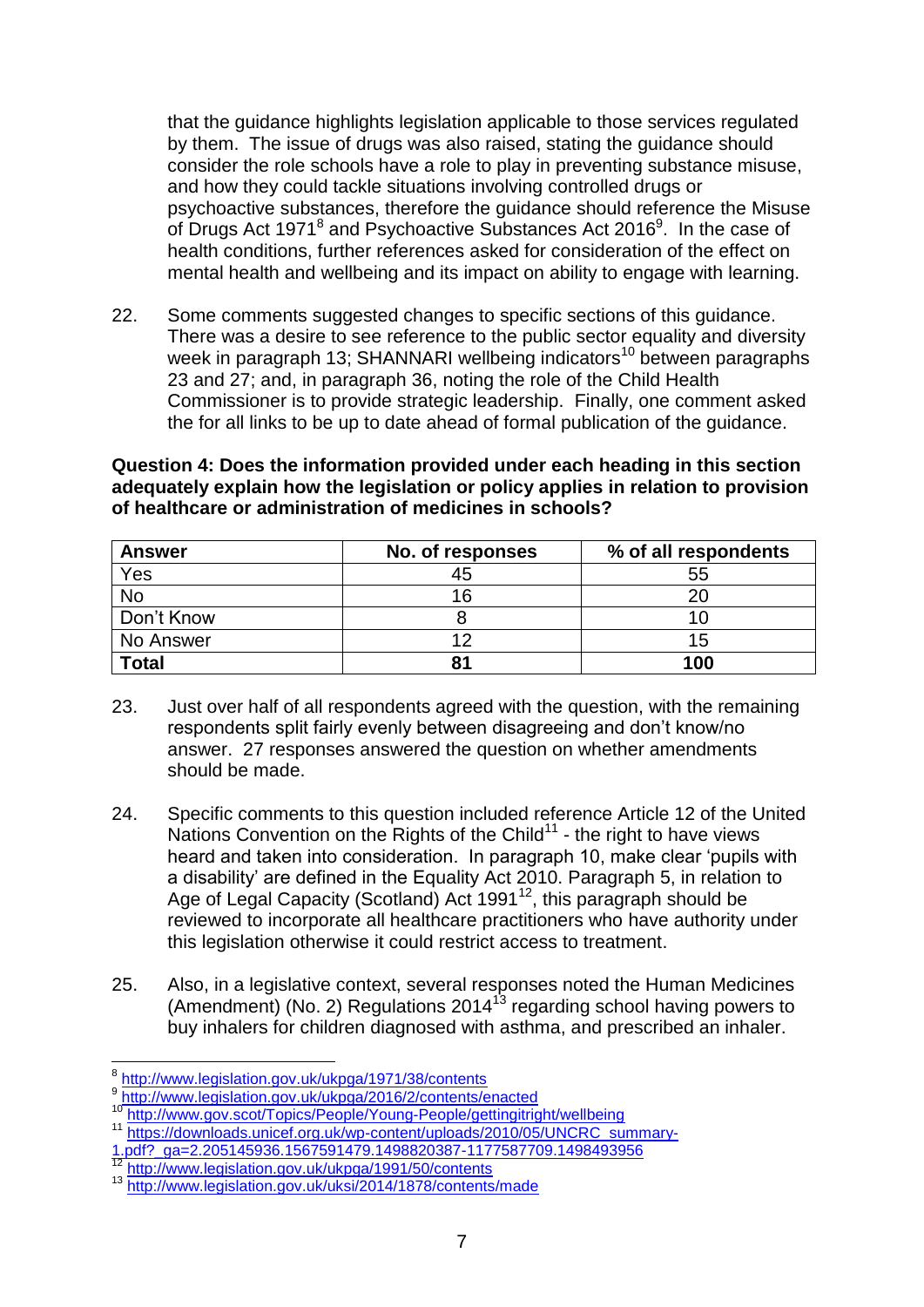that the guidance highlights legislation applicable to those services regulated by them. The issue of drugs was also raised, stating the guidance should consider the role schools have a role to play in preventing substance misuse, and how they could tackle situations involving controlled drugs or psychoactive substances, therefore the guidance should reference the Misuse of Drugs Act 1971[8] and Psychoactive Substances Act 2016[9]. In the case of health conditions, further references asked for consideration of the effect on mental health and wellbeing and its impact on ability to engage with learning.

22. Some comments suggested changes to specific sections of this guidance. There was a desire to see reference to the public sector equality and diversity week in paragraph 13; SHANNARI wellbeing indicators[10] between paragraphs 23 and 27; and, in paragraph 36, noting the role of the Child Health Commissioner is to provide strategic leadership. Finally, one comment asked the for all links to be up to date ahead of formal publication of the guidance.

**Question 4: Does the information provided under each heading in this section adequately explain how the legislation or policy applies in relation to provision of healthcare or administration of medicines in schools?**

| Answer | No. of responses | % of all respondents |
| --- | --- | --- |
| Yes | 45 | 55 |
| No | 16 | 20 |
| Don't Know | 8 | 10 |
| No Answer | 12 | 15 |
| **Total** | **81** | **100** |

23. Just over half of all respondents agreed with the question, with the remaining respondents split fairly evenly between disagreeing and don't know/no answer. 27 responses answered the question on whether amendments should be made.

24. Specific comments to this question included reference Article 12 of the United Nations Convention on the Rights of the Child[11] - the right to have views heard and taken into consideration. In paragraph 10, make clear 'pupils with a disability' are defined in the Equality Act 2010. Paragraph 5, in relation to Age of Legal Capacity (Scotland) Act 1991[12], this paragraph should be reviewed to incorporate all healthcare practitioners who have authority under this legislation otherwise it could restrict access to treatment.

25. Also, in a legislative context, several responses noted the Human Medicines (Amendment) (No. 2) Regulations 2014[13] regarding school having powers to buy inhalers for children diagnosed with asthma, and prescribed an inhaler.

---

[8] http://www.legislation.gov.uk/ukpga/1971/38/contents

[9] http://www.legislation.gov.uk/ukpga/2016/2/contents/enacted

[10] http://www.gov.scot/Topics/People/Young-People/gettingitright/wellbeing

[11] https://downloads.unicef.org.uk/wp-content/uploads/2010/05/UNCRC_summary-1.pdf?_ga=2.205145936.1567591479.1498820387-1177587709.1498493956

[12] http://www.legislation.gov.uk/ukpga/1991/50/contents

[13] http://www.legislation.gov.uk/uksi/2014/1878/contents/made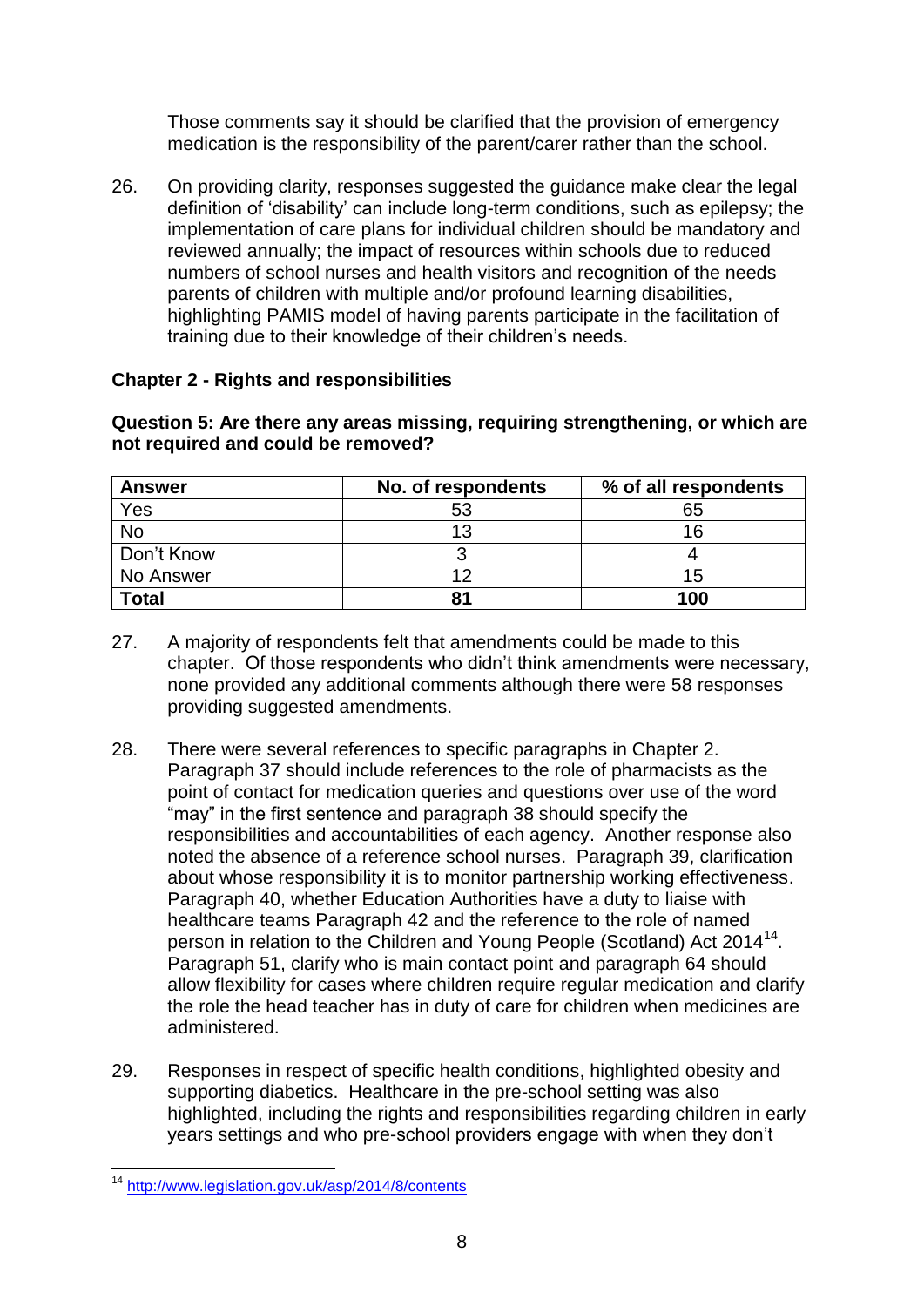Those comments say it should be clarified that the provision of emergency medication is the responsibility of the parent/carer rather than the school.

26. On providing clarity, responses suggested the guidance make clear the legal definition of 'disability' can include long-term conditions, such as epilepsy; the implementation of care plans for individual children should be mandatory and reviewed annually; the impact of resources within schools due to reduced numbers of school nurses and health visitors and recognition of the needs parents of children with multiple and/or profound learning disabilities, highlighting PAMIS model of having parents participate in the facilitation of training due to their knowledge of their children's needs.

**Chapter 2 - Rights and responsibilities**

**Question 5: Are there any areas missing, requiring strengthening, or which are not required and could be removed?**

| Answer | No. of respondents | % of all respondents |
|---|---|---|
| Yes | 53 | 65 |
| No | 13 | 16 |
| Don't Know | 3 | 4 |
| No Answer | 12 | 15 |
| **Total** | **81** | **100** |

27. A majority of respondents felt that amendments could be made to this chapter. Of those respondents who didn't think amendments were necessary, none provided any additional comments although there were 58 responses providing suggested amendments.

28. There were several references to specific paragraphs in Chapter 2. Paragraph 37 should include references to the role of pharmacists as the point of contact for medication queries and questions over use of the word "may" in the first sentence and paragraph 38 should specify the responsibilities and accountabilities of each agency. Another response also noted the absence of a reference school nurses. Paragraph 39, clarification about whose responsibility it is to monitor partnership working effectiveness. Paragraph 40, whether Education Authorities have a duty to liaise with healthcare teams Paragraph 42 and the reference to the role of named person in relation to the Children and Young People (Scotland) Act 2014[14]. Paragraph 51, clarify who is main contact point and paragraph 64 should allow flexibility for cases where children require regular medication and clarify the role the head teacher has in duty of care for children when medicines are administered.

29. Responses in respect of specific health conditions, highlighted obesity and supporting diabetics. Healthcare in the pre-school setting was also highlighted, including the rights and responsibilities regarding children in early years settings and who pre-school providers engage with when they don't

---

[14] http://www.legislation.gov.uk/asp/2014/8/contents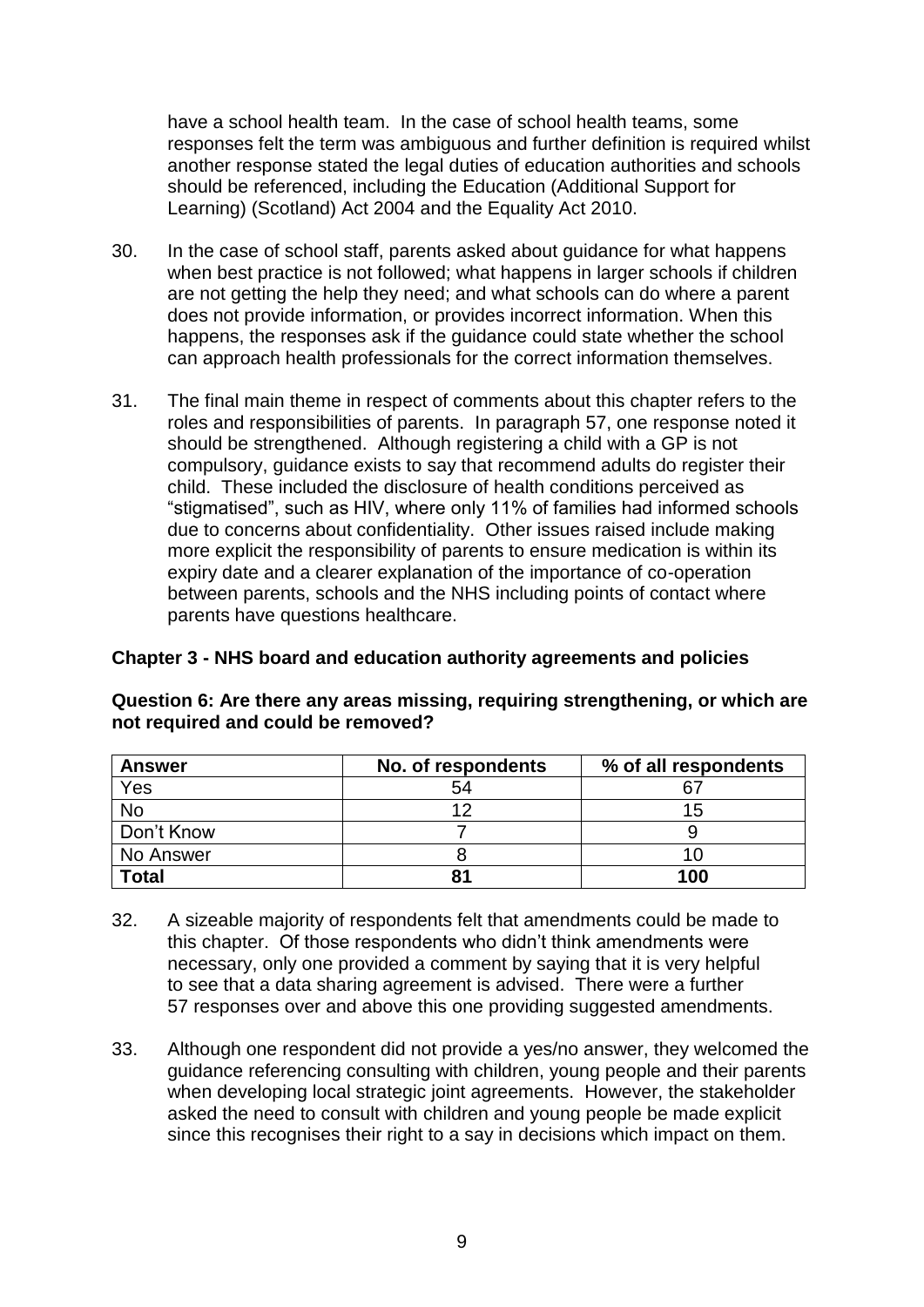have a school health team. In the case of school health teams, some responses felt the term was ambiguous and further definition is required whilst another response stated the legal duties of education authorities and schools should be referenced, including the Education (Additional Support for Learning) (Scotland) Act 2004 and the Equality Act 2010.

30. In the case of school staff, parents asked about guidance for what happens when best practice is not followed; what happens in larger schools if children are not getting the help they need; and what schools can do where a parent does not provide information, or provides incorrect information. When this happens, the responses ask if the guidance could state whether the school can approach health professionals for the correct information themselves.

31. The final main theme in respect of comments about this chapter refers to the roles and responsibilities of parents. In paragraph 57, one response noted it should be strengthened. Although registering a child with a GP is not compulsory, guidance exists to say that recommend adults do register their child. These included the disclosure of health conditions perceived as "stigmatised", such as HIV, where only 11% of families had informed schools due to concerns about confidentiality. Other issues raised include making more explicit the responsibility of parents to ensure medication is within its expiry date and a clearer explanation of the importance of co-operation between parents, schools and the NHS including points of contact where parents have questions healthcare.

**Chapter 3 - NHS board and education authority agreements and policies**

**Question 6: Are there any areas missing, requiring strengthening, or which are not required and could be removed?**

| Answer | No. of respondents | % of all respondents |
|---|---|---|
| Yes | 54 | 67 |
| No | 12 | 15 |
| Don't Know | 7 | 9 |
| No Answer | 8 | 10 |
| **Total** | **81** | **100** |

32. A sizeable majority of respondents felt that amendments could be made to this chapter. Of those respondents who didn't think amendments were necessary, only one provided a comment by saying that it is very helpful to see that a data sharing agreement is advised. There were a further 57 responses over and above this one providing suggested amendments.

33. Although one respondent did not provide a yes/no answer, they welcomed the guidance referencing consulting with children, young people and their parents when developing local strategic joint agreements. However, the stakeholder asked the need to consult with children and young people be made explicit since this recognises their right to a say in decisions which impact on them.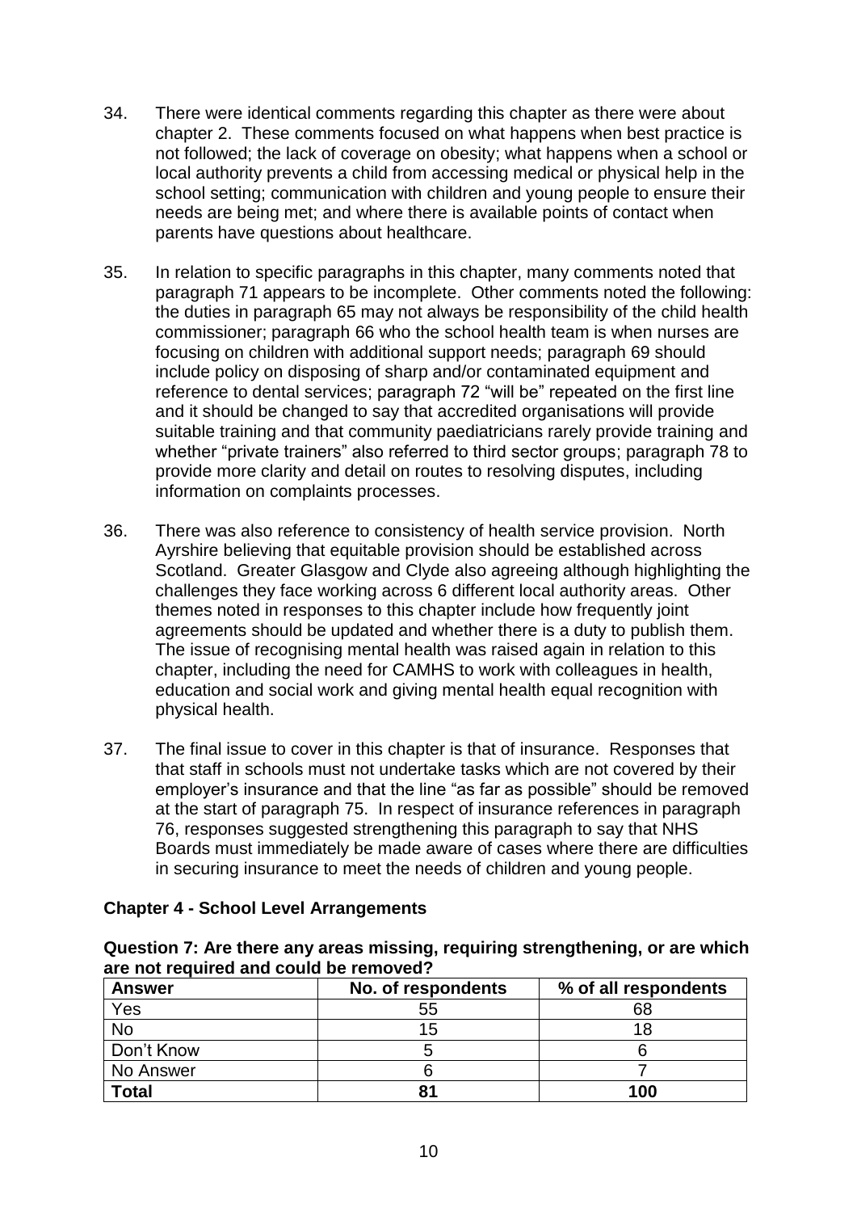34. There were identical comments regarding this chapter as there were about chapter 2. These comments focused on what happens when best practice is not followed; the lack of coverage on obesity; what happens when a school or local authority prevents a child from accessing medical or physical help in the school setting; communication with children and young people to ensure their needs are being met; and where there is available points of contact when parents have questions about healthcare.

35. In relation to specific paragraphs in this chapter, many comments noted that paragraph 71 appears to be incomplete. Other comments noted the following: the duties in paragraph 65 may not always be responsibility of the child health commissioner; paragraph 66 who the school health team is when nurses are focusing on children with additional support needs; paragraph 69 should include policy on disposing of sharp and/or contaminated equipment and reference to dental services; paragraph 72 "will be" repeated on the first line and it should be changed to say that accredited organisations will provide suitable training and that community paediatricians rarely provide training and whether "private trainers" also referred to third sector groups; paragraph 78 to provide more clarity and detail on routes to resolving disputes, including information on complaints processes.

36. There was also reference to consistency of health service provision. North Ayrshire believing that equitable provision should be established across Scotland. Greater Glasgow and Clyde also agreeing although highlighting the challenges they face working across 6 different local authority areas. Other themes noted in responses to this chapter include how frequently joint agreements should be updated and whether there is a duty to publish them. The issue of recognising mental health was raised again in relation to this chapter, including the need for CAMHS to work with colleagues in health, education and social work and giving mental health equal recognition with physical health.

37. The final issue to cover in this chapter is that of insurance. Responses that that staff in schools must not undertake tasks which are not covered by their employer's insurance and that the line "as far as possible" should be removed at the start of paragraph 75. In respect of insurance references in paragraph 76, responses suggested strengthening this paragraph to say that NHS Boards must immediately be made aware of cases where there are difficulties in securing insurance to meet the needs of children and young people.

**Chapter 4 - School Level Arrangements**

**Question 7: Are there any areas missing, requiring strengthening, or are which are not required and could be removed?**

| Answer | No. of respondents | % of all respondents |
|---|---|---|
| Yes | 55 | 68 |
| No | 15 | 18 |
| Don't Know | 5 | 6 |
| No Answer | 6 | 7 |
| **Total** | **81** | **100** |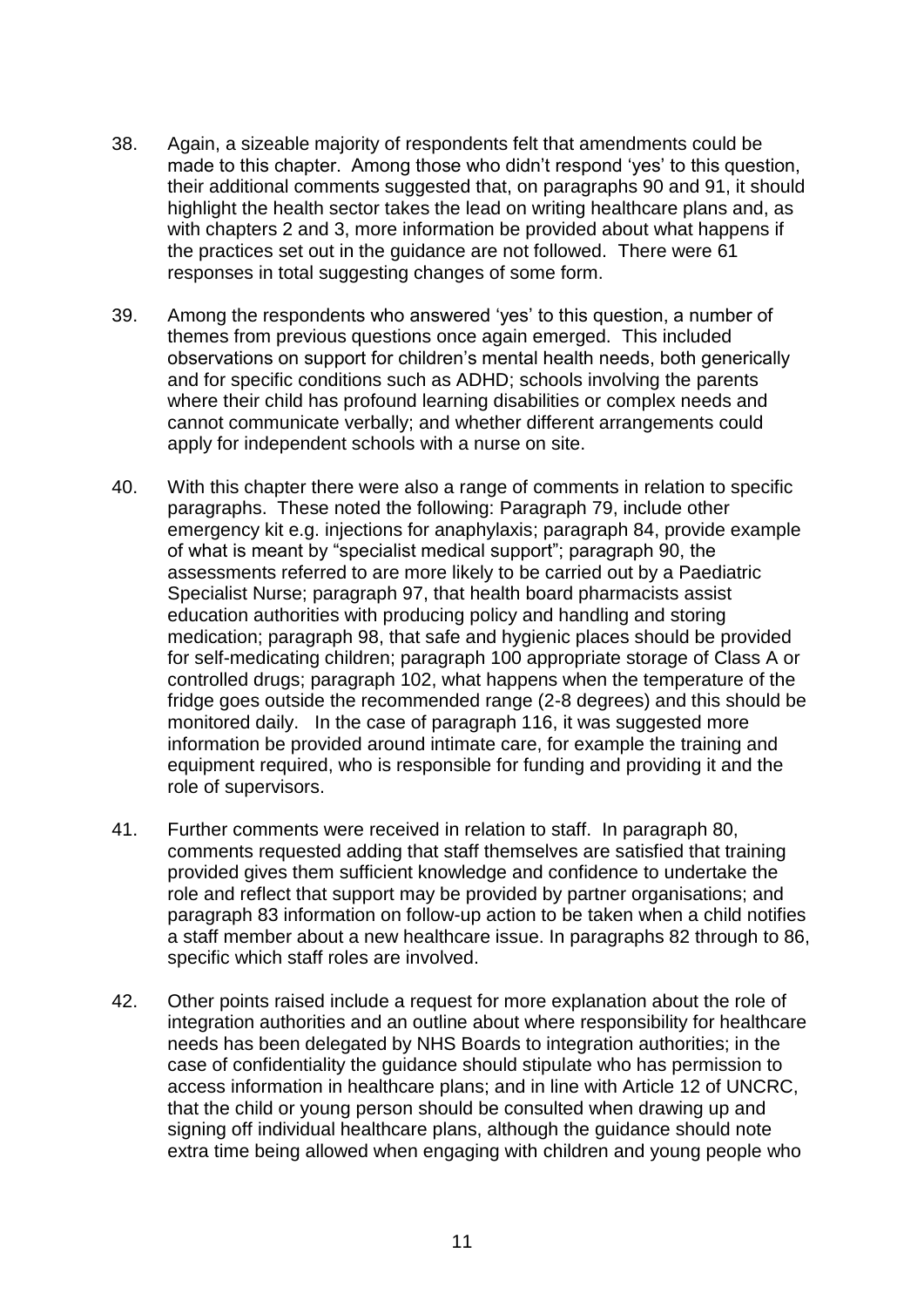38. Again, a sizeable majority of respondents felt that amendments could be made to this chapter. Among those who didn't respond 'yes' to this question, their additional comments suggested that, on paragraphs 90 and 91, it should highlight the health sector takes the lead on writing healthcare plans and, as with chapters 2 and 3, more information be provided about what happens if the practices set out in the guidance are not followed. There were 61 responses in total suggesting changes of some form.

39. Among the respondents who answered 'yes' to this question, a number of themes from previous questions once again emerged. This included observations on support for children's mental health needs, both generically and for specific conditions such as ADHD; schools involving the parents where their child has profound learning disabilities or complex needs and cannot communicate verbally; and whether different arrangements could apply for independent schools with a nurse on site.

40. With this chapter there were also a range of comments in relation to specific paragraphs. These noted the following: Paragraph 79, include other emergency kit e.g. injections for anaphylaxis; paragraph 84, provide example of what is meant by "specialist medical support"; paragraph 90, the assessments referred to are more likely to be carried out by a Paediatric Specialist Nurse; paragraph 97, that health board pharmacists assist education authorities with producing policy and handling and storing medication; paragraph 98, that safe and hygienic places should be provided for self-medicating children; paragraph 100 appropriate storage of Class A or controlled drugs; paragraph 102, what happens when the temperature of the fridge goes outside the recommended range (2-8 degrees) and this should be monitored daily. In the case of paragraph 116, it was suggested more information be provided around intimate care, for example the training and equipment required, who is responsible for funding and providing it and the role of supervisors.

41. Further comments were received in relation to staff. In paragraph 80, comments requested adding that staff themselves are satisfied that training provided gives them sufficient knowledge and confidence to undertake the role and reflect that support may be provided by partner organisations; and paragraph 83 information on follow-up action to be taken when a child notifies a staff member about a new healthcare issue. In paragraphs 82 through to 86, specific which staff roles are involved.

42. Other points raised include a request for more explanation about the role of integration authorities and an outline about where responsibility for healthcare needs has been delegated by NHS Boards to integration authorities; in the case of confidentiality the guidance should stipulate who has permission to access information in healthcare plans; and in line with Article 12 of UNCRC, that the child or young person should be consulted when drawing up and signing off individual healthcare plans, although the guidance should note extra time being allowed when engaging with children and young people who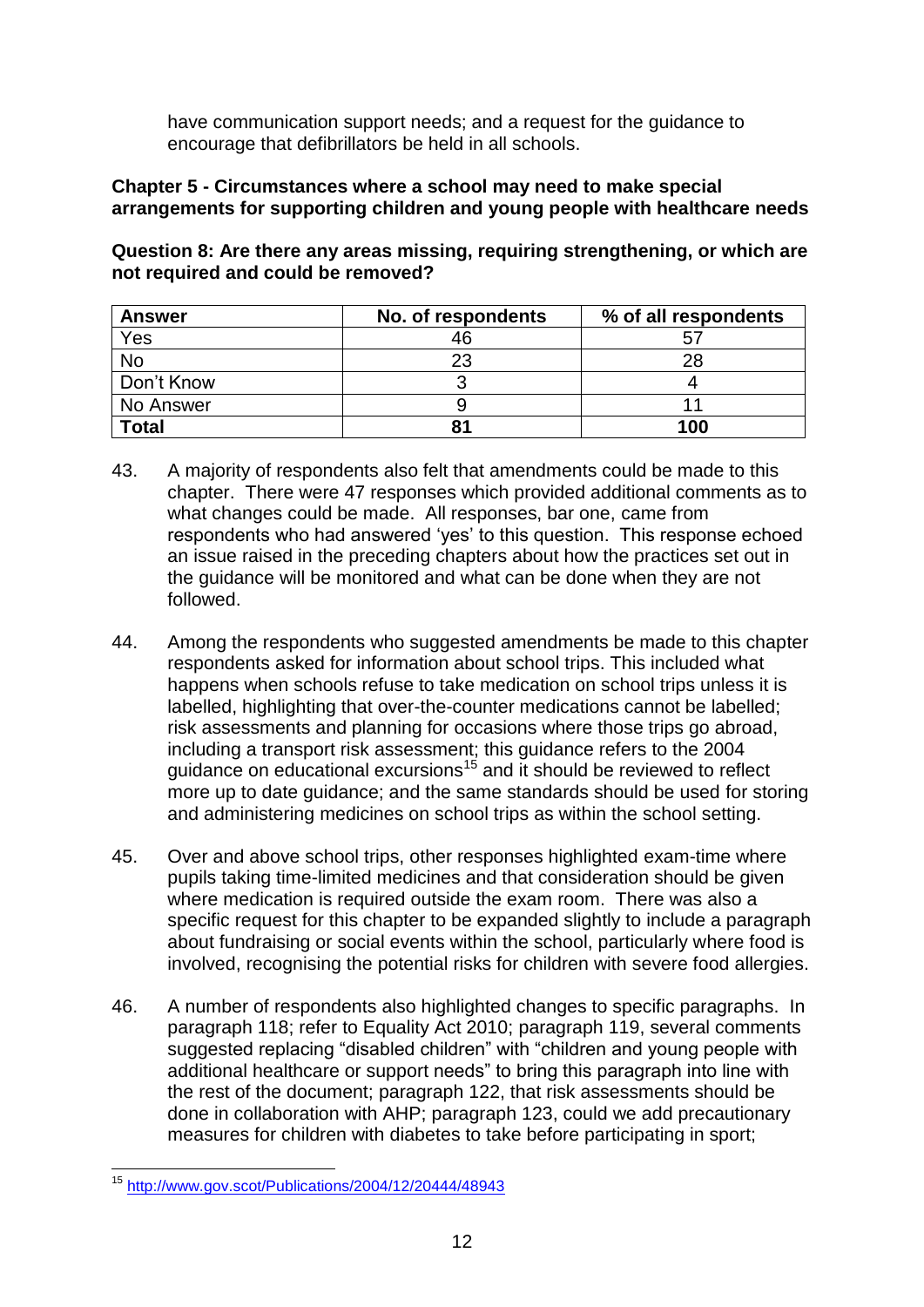have communication support needs; and a request for the guidance to encourage that defibrillators be held in all schools.

**Chapter 5 - Circumstances where a school may need to make special arrangements for supporting children and young people with healthcare needs**

**Question 8: Are there any areas missing, requiring strengthening, or which are not required and could be removed?**

| Answer | No. of respondents | % of all respondents |
|---|---|---|
| Yes | 46 | 57 |
| No | 23 | 28 |
| Don't Know | 3 | 4 |
| No Answer | 9 | 11 |
| **Total** | **81** | **100** |

43. A majority of respondents also felt that amendments could be made to this chapter. There were 47 responses which provided additional comments as to what changes could be made. All responses, bar one, came from respondents who had answered 'yes' to this question. This response echoed an issue raised in the preceding chapters about how the practices set out in the guidance will be monitored and what can be done when they are not followed.

44. Among the respondents who suggested amendments be made to this chapter respondents asked for information about school trips. This included what happens when schools refuse to take medication on school trips unless it is labelled, highlighting that over-the-counter medications cannot be labelled; risk assessments and planning for occasions where those trips go abroad, including a transport risk assessment; this guidance refers to the 2004 guidance on educational excursions[15] and it should be reviewed to reflect more up to date guidance; and the same standards should be used for storing and administering medicines on school trips as within the school setting.

45. Over and above school trips, other responses highlighted exam-time where pupils taking time-limited medicines and that consideration should be given where medication is required outside the exam room. There was also a specific request for this chapter to be expanded slightly to include a paragraph about fundraising or social events within the school, particularly where food is involved, recognising the potential risks for children with severe food allergies.

46. A number of respondents also highlighted changes to specific paragraphs. In paragraph 118; refer to Equality Act 2010; paragraph 119, several comments suggested replacing "disabled children" with "children and young people with additional healthcare or support needs" to bring this paragraph into line with the rest of the document; paragraph 122, that risk assessments should be done in collaboration with AHP; paragraph 123, could we add precautionary measures for children with diabetes to take before participating in sport;

---

[15] http://www.gov.scot/Publications/2004/12/20444/48943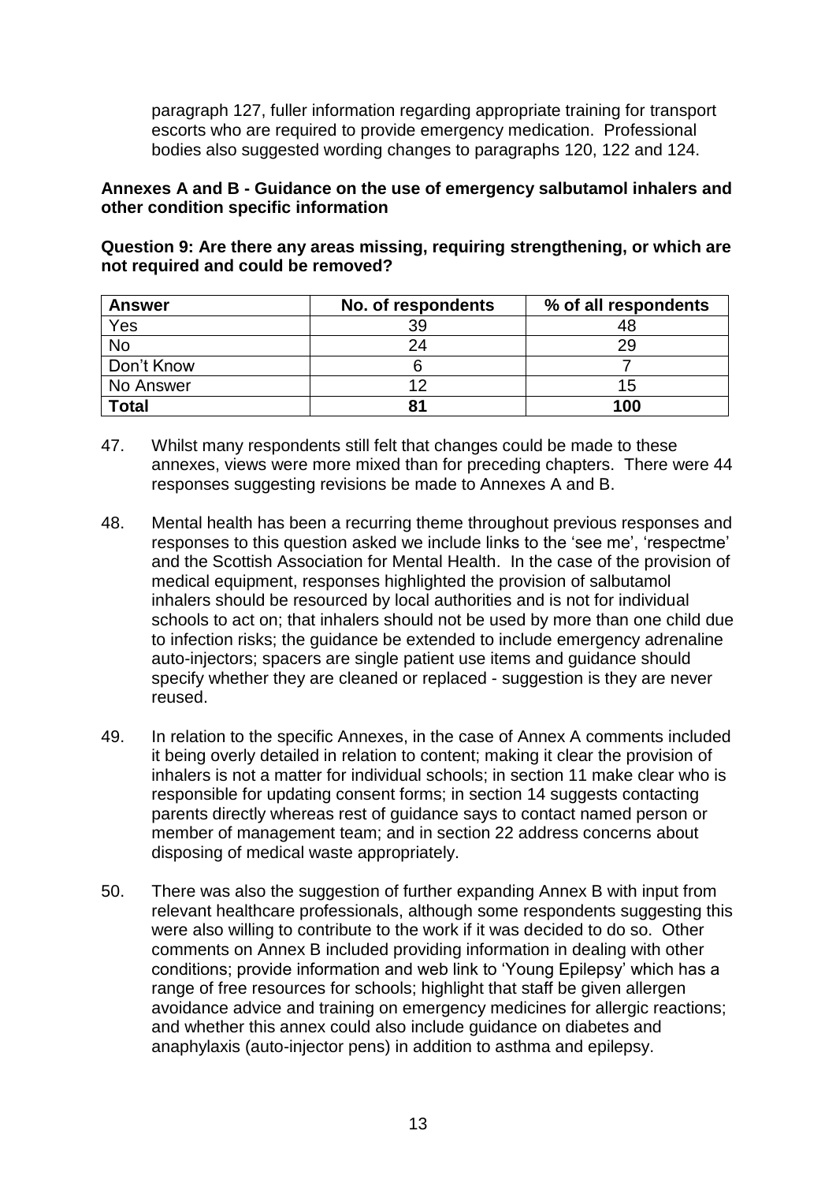paragraph 127, fuller information regarding appropriate training for transport escorts who are required to provide emergency medication. Professional bodies also suggested wording changes to paragraphs 120, 122 and 124.

**Annexes A and B - Guidance on the use of emergency salbutamol inhalers and other condition specific information**

**Question 9: Are there any areas missing, requiring strengthening, or which are not required and could be removed?**

| Answer | No. of respondents | % of all respondents |
|---|---|---|
| Yes | 39 | 48 |
| No | 24 | 29 |
| Don't Know | 6 | 7 |
| No Answer | 12 | 15 |
| **Total** | **81** | **100** |

47. Whilst many respondents still felt that changes could be made to these annexes, views were more mixed than for preceding chapters. There were 44 responses suggesting revisions be made to Annexes A and B.

48. Mental health has been a recurring theme throughout previous responses and responses to this question asked we include links to the 'see me', 'respectme' and the Scottish Association for Mental Health. In the case of the provision of medical equipment, responses highlighted the provision of salbutamol inhalers should be resourced by local authorities and is not for individual schools to act on; that inhalers should not be used by more than one child due to infection risks; the guidance be extended to include emergency adrenaline auto-injectors; spacers are single patient use items and guidance should specify whether they are cleaned or replaced - suggestion is they are never reused.

49. In relation to the specific Annexes, in the case of Annex A comments included it being overly detailed in relation to content; making it clear the provision of inhalers is not a matter for individual schools; in section 11 make clear who is responsible for updating consent forms; in section 14 suggests contacting parents directly whereas rest of guidance says to contact named person or member of management team; and in section 22 address concerns about disposing of medical waste appropriately.

50. There was also the suggestion of further expanding Annex B with input from relevant healthcare professionals, although some respondents suggesting this were also willing to contribute to the work if it was decided to do so. Other comments on Annex B included providing information in dealing with other conditions; provide information and web link to 'Young Epilepsy' which has a range of free resources for schools; highlight that staff be given allergen avoidance advice and training on emergency medicines for allergic reactions; and whether this annex could also include guidance on diabetes and anaphylaxis (auto-injector pens) in addition to asthma and epilepsy.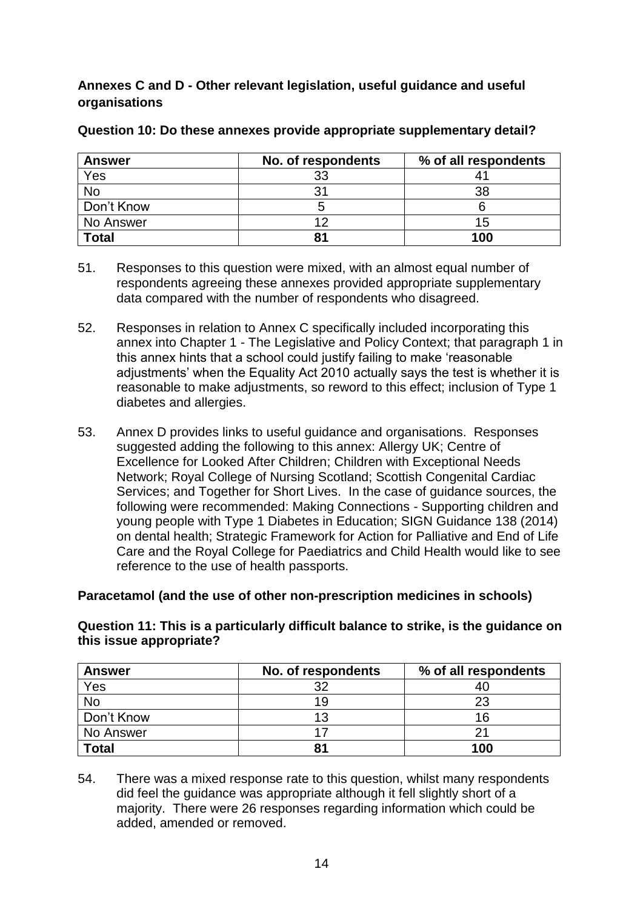### Annexes C and D - Other relevant legislation, useful guidance and useful organisations

**Question 10: Do these annexes provide appropriate supplementary detail?**

| Answer | No. of respondents | % of all respondents |
|---|---|---|
| Yes | 33 | 41 |
| No | 31 | 38 |
| Don't Know | 5 | 6 |
| No Answer | 12 | 15 |
| **Total** | **81** | **100** |

51. Responses to this question were mixed, with an almost equal number of respondents agreeing these annexes provided appropriate supplementary data compared with the number of respondents who disagreed.

52. Responses in relation to Annex C specifically included incorporating this annex into Chapter 1 - The Legislative and Policy Context; that paragraph 1 in this annex hints that a school could justify failing to make 'reasonable adjustments' when the Equality Act 2010 actually says the test is whether it is reasonable to make adjustments, so reword to this effect; inclusion of Type 1 diabetes and allergies.

53. Annex D provides links to useful guidance and organisations. Responses suggested adding the following to this annex: Allergy UK; Centre of Excellence for Looked After Children; Children with Exceptional Needs Network; Royal College of Nursing Scotland; Scottish Congenital Cardiac Services; and Together for Short Lives. In the case of guidance sources, the following were recommended: Making Connections - Supporting children and young people with Type 1 Diabetes in Education; SIGN Guidance 138 (2014) on dental health; Strategic Framework for Action for Palliative and End of Life Care and the Royal College for Paediatrics and Child Health would like to see reference to the use of health passports.

### Paracetamol (and the use of other non-prescription medicines in schools)

**Question 11: This is a particularly difficult balance to strike, is the guidance on this issue appropriate?**

| Answer | No. of respondents | % of all respondents |
|---|---|---|
| Yes | 32 | 40 |
| No | 19 | 23 |
| Don't Know | 13 | 16 |
| No Answer | 17 | 21 |
| **Total** | **81** | **100** |

54. There was a mixed response rate to this question, whilst many respondents did feel the guidance was appropriate although it fell slightly short of a majority. There were 26 responses regarding information which could be added, amended or removed.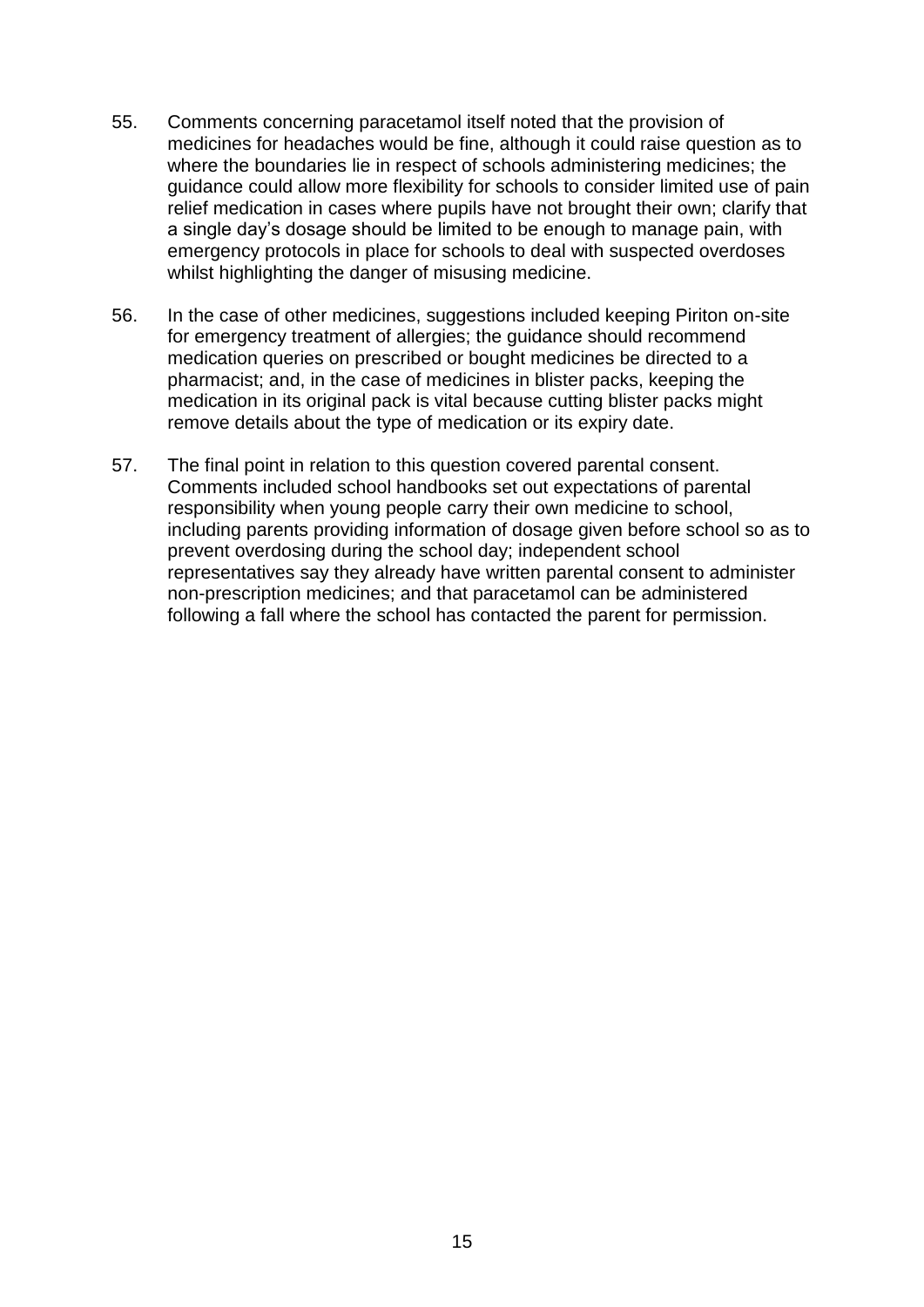55. Comments concerning paracetamol itself noted that the provision of medicines for headaches would be fine, although it could raise question as to where the boundaries lie in respect of schools administering medicines; the guidance could allow more flexibility for schools to consider limited use of pain relief medication in cases where pupils have not brought their own; clarify that a single day's dosage should be limited to be enough to manage pain, with emergency protocols in place for schools to deal with suspected overdoses whilst highlighting the danger of misusing medicine.

56. In the case of other medicines, suggestions included keeping Piriton on-site for emergency treatment of allergies; the guidance should recommend medication queries on prescribed or bought medicines be directed to a pharmacist; and, in the case of medicines in blister packs, keeping the medication in its original pack is vital because cutting blister packs might remove details about the type of medication or its expiry date.

57. The final point in relation to this question covered parental consent. Comments included school handbooks set out expectations of parental responsibility when young people carry their own medicine to school, including parents providing information of dosage given before school so as to prevent overdosing during the school day; independent school representatives say they already have written parental consent to administer non-prescription medicines; and that paracetamol can be administered following a fall where the school has contacted the parent for permission.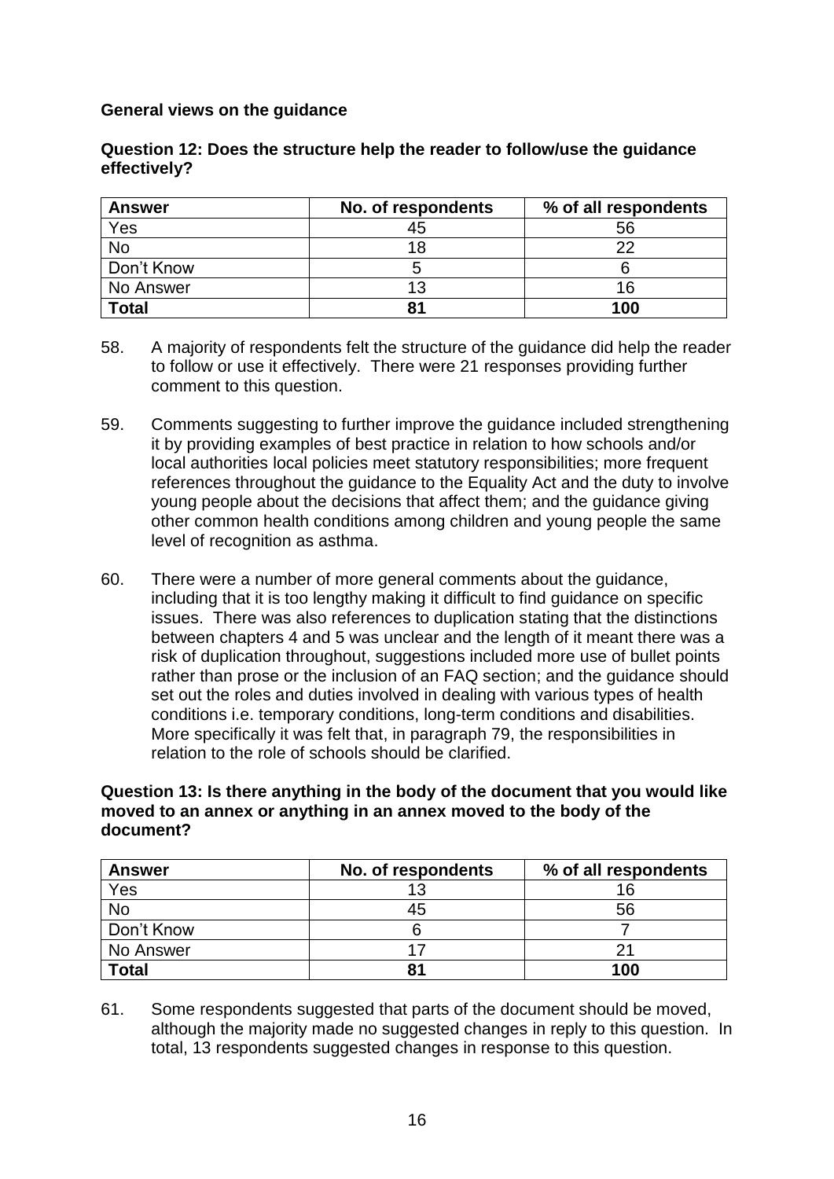**General views on the guidance**

**Question 12: Does the structure help the reader to follow/use the guidance effectively?**

| Answer | No. of respondents | % of all respondents |
|---|---|---|
| Yes | 45 | 56 |
| No | 18 | 22 |
| Don't Know | 5 | 6 |
| No Answer | 13 | 16 |
| **Total** | **81** | **100** |

58. A majority of respondents felt the structure of the guidance did help the reader to follow or use it effectively. There were 21 responses providing further comment to this question.

59. Comments suggesting to further improve the guidance included strengthening it by providing examples of best practice in relation to how schools and/or local authorities local policies meet statutory responsibilities; more frequent references throughout the guidance to the Equality Act and the duty to involve young people about the decisions that affect them; and the guidance giving other common health conditions among children and young people the same level of recognition as asthma.

60. There were a number of more general comments about the guidance, including that it is too lengthy making it difficult to find guidance on specific issues. There was also references to duplication stating that the distinctions between chapters 4 and 5 was unclear and the length of it meant there was a risk of duplication throughout, suggestions included more use of bullet points rather than prose or the inclusion of an FAQ section; and the guidance should set out the roles and duties involved in dealing with various types of health conditions i.e. temporary conditions, long-term conditions and disabilities. More specifically it was felt that, in paragraph 79, the responsibilities in relation to the role of schools should be clarified.

**Question 13: Is there anything in the body of the document that you would like moved to an annex or anything in an annex moved to the body of the document?**

| Answer | No. of respondents | % of all respondents |
|---|---|---|
| Yes | 13 | 16 |
| No | 45 | 56 |
| Don't Know | 6 | 7 |
| No Answer | 17 | 21 |
| **Total** | **81** | **100** |

61. Some respondents suggested that parts of the document should be moved, although the majority made no suggested changes in reply to this question. In total, 13 respondents suggested changes in response to this question.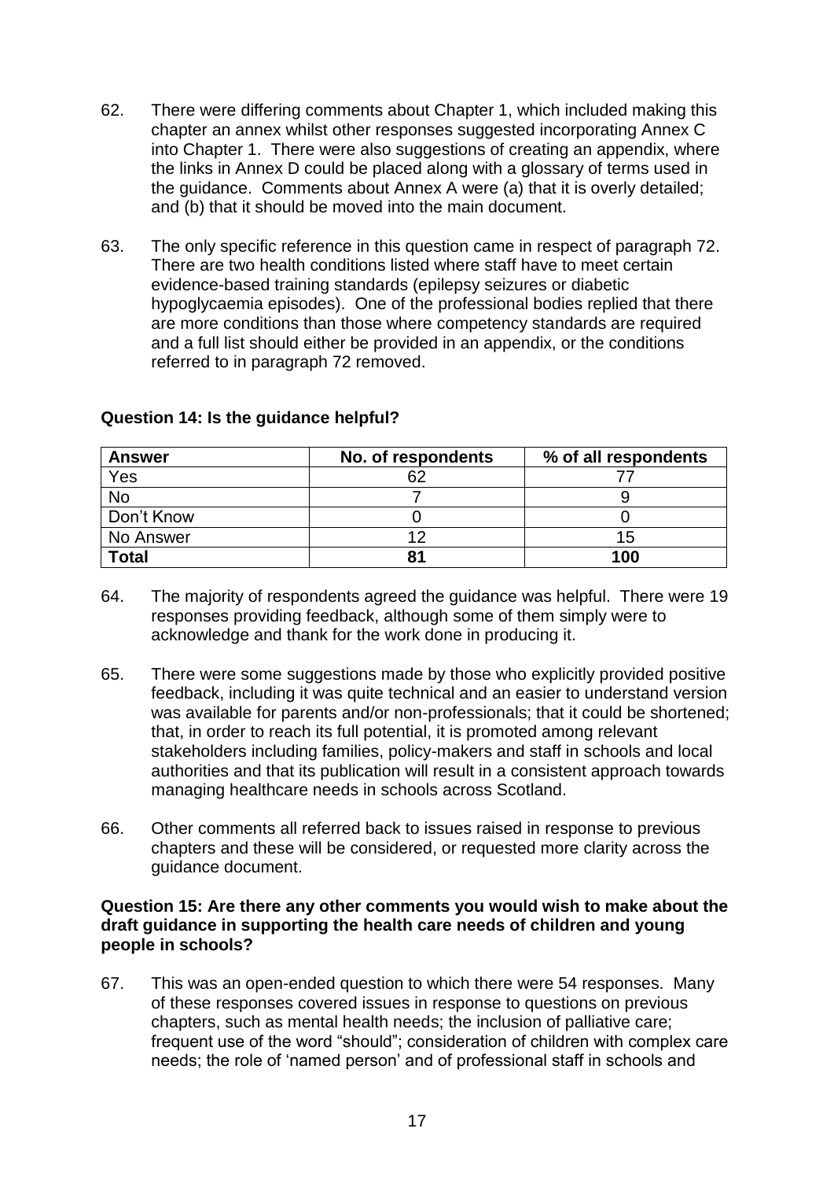62. There were differing comments about Chapter 1, which included making this chapter an annex whilst other responses suggested incorporating Annex C into Chapter 1. There were also suggestions of creating an appendix, where the links in Annex D could be placed along with a glossary of terms used in the guidance. Comments about Annex A were (a) that it is overly detailed; and (b) that it should be moved into the main document.

63. The only specific reference in this question came in respect of paragraph 72. There are two health conditions listed where staff have to meet certain evidence-based training standards (epilepsy seizures or diabetic hypoglycaemia episodes). One of the professional bodies replied that there are more conditions than those where competency standards are required and a full list should either be provided in an appendix, or the conditions referred to in paragraph 72 removed.

**Question 14: Is the guidance helpful?**

| Answer | No. of respondents | % of all respondents |
|---|---|---|
| Yes | 62 | 77 |
| No | 7 | 9 |
| Don't Know | 0 | 0 |
| No Answer | 12 | 15 |
| **Total** | **81** | **100** |

64. The majority of respondents agreed the guidance was helpful. There were 19 responses providing feedback, although some of them simply were to acknowledge and thank for the work done in producing it.

65. There were some suggestions made by those who explicitly provided positive feedback, including it was quite technical and an easier to understand version was available for parents and/or non-professionals; that it could be shortened; that, in order to reach its full potential, it is promoted among relevant stakeholders including families, policy-makers and staff in schools and local authorities and that its publication will result in a consistent approach towards managing healthcare needs in schools across Scotland.

66. Other comments all referred back to issues raised in response to previous chapters and these will be considered, or requested more clarity across the guidance document.

**Question 15: Are there any other comments you would wish to make about the draft guidance in supporting the health care needs of children and young people in schools?**

67. This was an open-ended question to which there were 54 responses. Many of these responses covered issues in response to questions on previous chapters, such as mental health needs; the inclusion of palliative care; frequent use of the word "should"; consideration of children with complex care needs; the role of 'named person' and of professional staff in schools and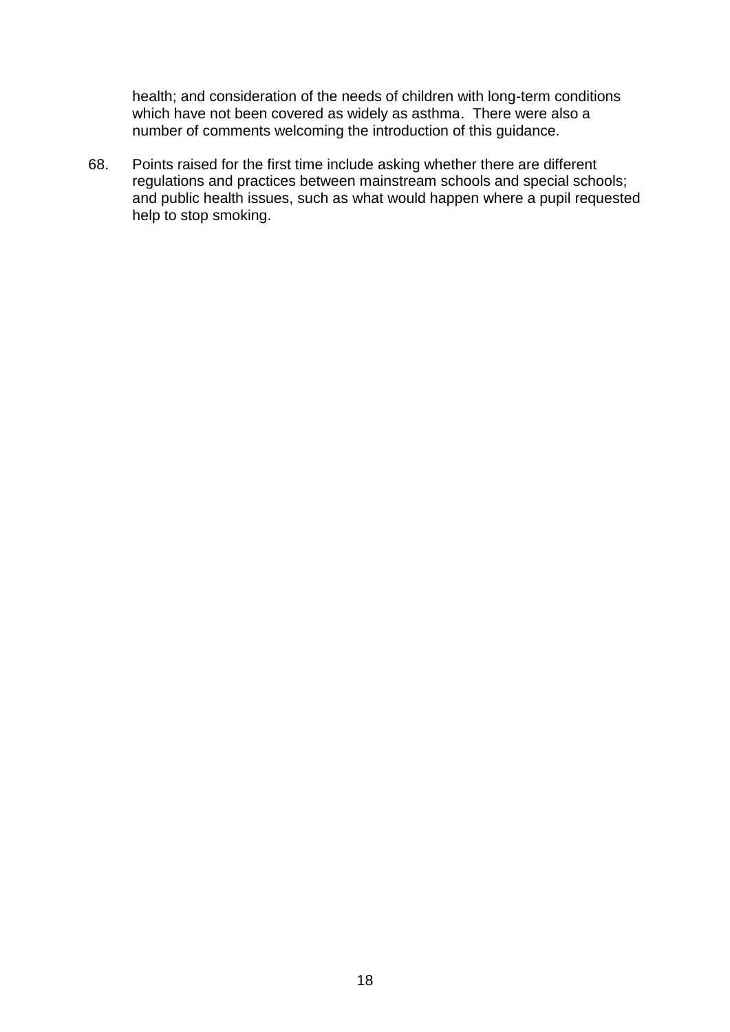health; and consideration of the needs of children with long-term conditions which have not been covered as widely as asthma. There were also a number of comments welcoming the introduction of this guidance.

68. Points raised for the first time include asking whether there are different regulations and practices between mainstream schools and special schools; and public health issues, such as what would happen where a pupil requested help to stop smoking.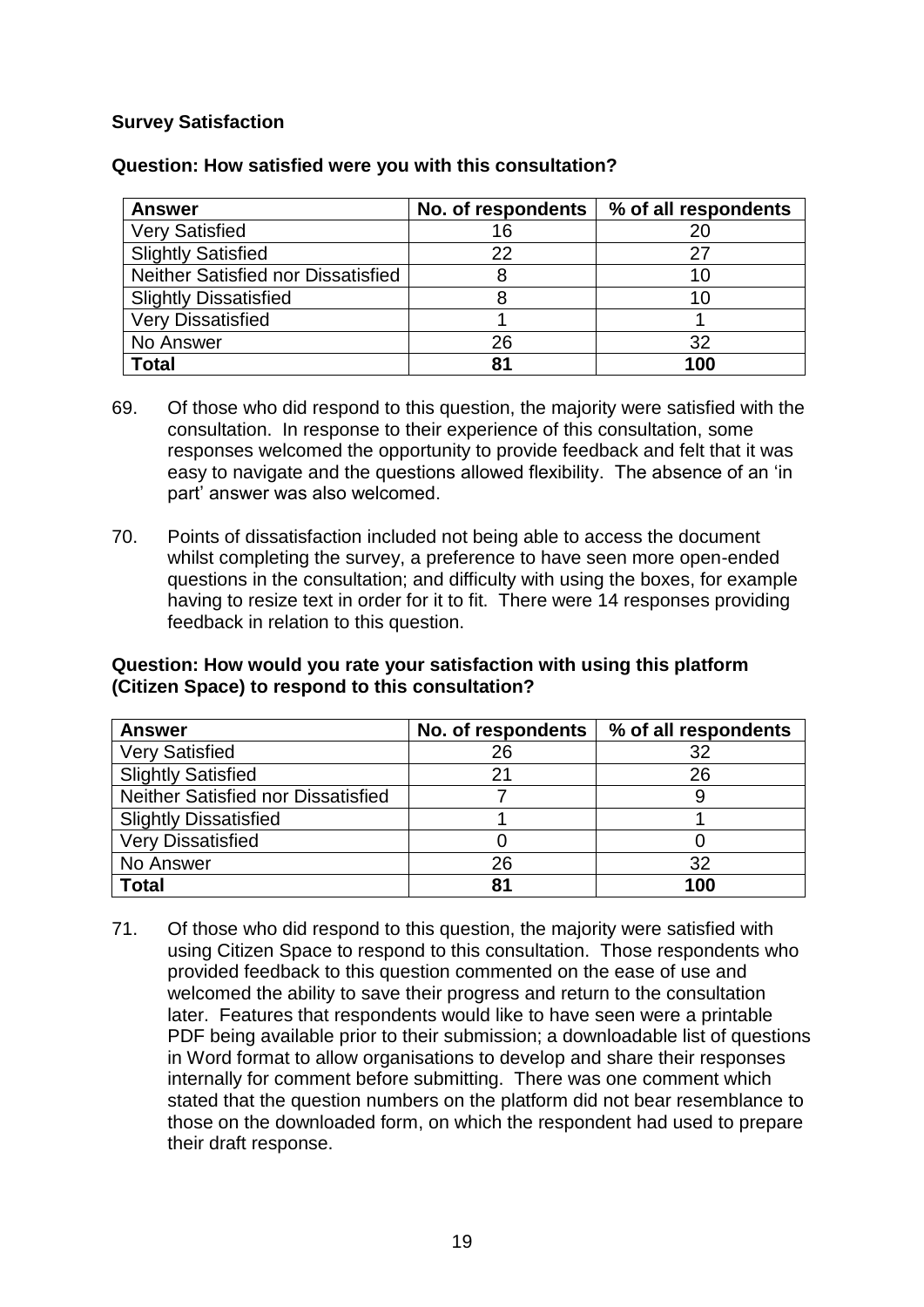**Survey Satisfaction**

**Question: How satisfied were you with this consultation?**

| Answer | No. of respondents | % of all respondents |
|---|---|---|
| Very Satisfied | 16 | 20 |
| Slightly Satisfied | 22 | 27 |
| Neither Satisfied nor Dissatisfied | 8 | 10 |
| Slightly Dissatisfied | 8 | 10 |
| Very Dissatisfied | 1 | 1 |
| No Answer | 26 | 32 |
| **Total** | **81** | **100** |

69. Of those who did respond to this question, the majority were satisfied with the consultation. In response to their experience of this consultation, some responses welcomed the opportunity to provide feedback and felt that it was easy to navigate and the questions allowed flexibility. The absence of an 'in part' answer was also welcomed.

70. Points of dissatisfaction included not being able to access the document whilst completing the survey, a preference to have seen more open-ended questions in the consultation; and difficulty with using the boxes, for example having to resize text in order for it to fit. There were 14 responses providing feedback in relation to this question.

**Question: How would you rate your satisfaction with using this platform (Citizen Space) to respond to this consultation?**

| Answer | No. of respondents | % of all respondents |
|---|---|---|
| Very Satisfied | 26 | 32 |
| Slightly Satisfied | 21 | 26 |
| Neither Satisfied nor Dissatisfied | 7 | 9 |
| Slightly Dissatisfied | 1 | 1 |
| Very Dissatisfied | 0 | 0 |
| No Answer | 26 | 32 |
| **Total** | **81** | **100** |

71. Of those who did respond to this question, the majority were satisfied with using Citizen Space to respond to this consultation. Those respondents who provided feedback to this question commented on the ease of use and welcomed the ability to save their progress and return to the consultation later. Features that respondents would like to have seen were a printable PDF being available prior to their submission; a downloadable list of questions in Word format to allow organisations to develop and share their responses internally for comment before submitting. There was one comment which stated that the question numbers on the platform did not bear resemblance to those on the downloaded form, on which the respondent had used to prepare their draft response.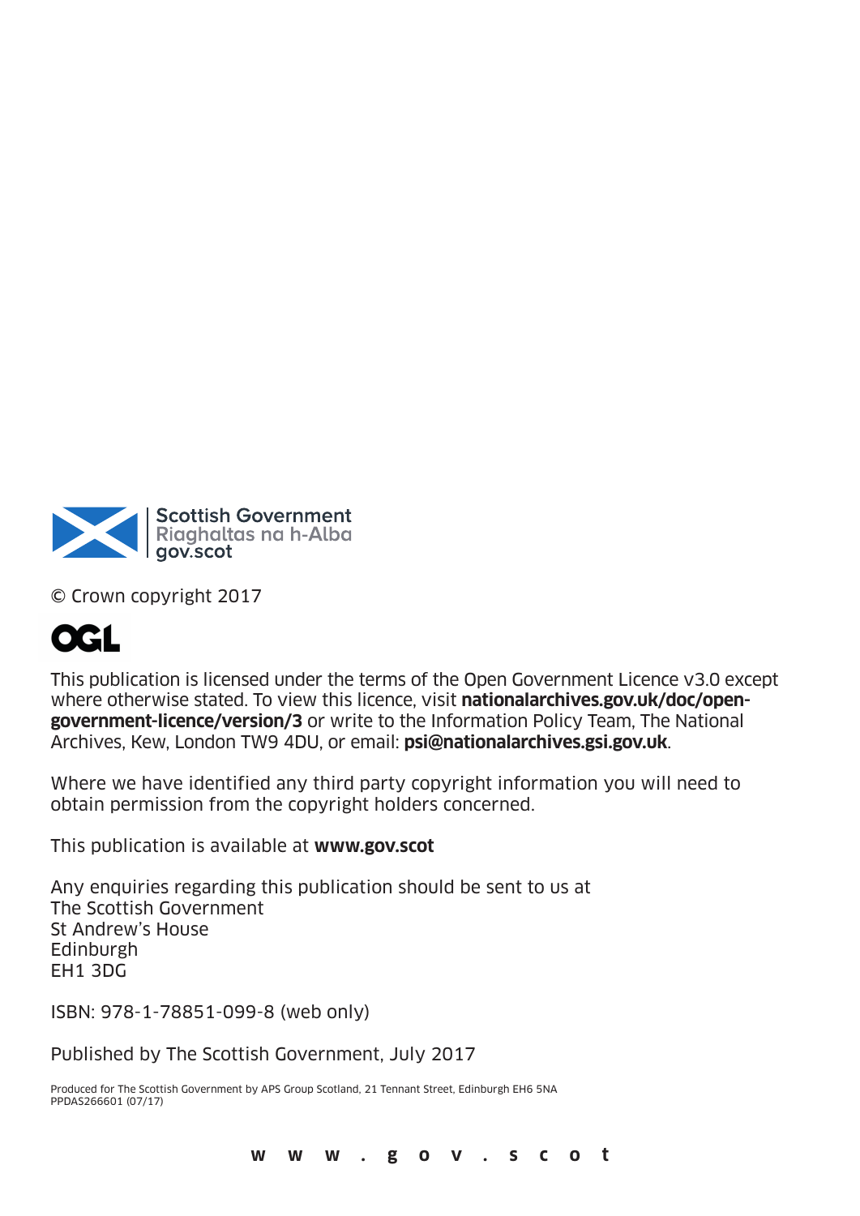Scottish Government
Riaghaltas na h-Alba
gov.scot

© Crown copyright 2017

OGL

This publication is licensed under the terms of the Open Government Licence v3.0 except where otherwise stated. To view this licence, visit **nationalarchives.gov.uk/doc/open-government-licence/version/3** or write to the Information Policy Team, The National Archives, Kew, London TW9 4DU, or email: **psi@nationalarchives.gsi.gov.uk**.

Where we have identified any third party copyright information you will need to obtain permission from the copyright holders concerned.

This publication is available at **www.gov.scot**

Any enquiries regarding this publication should be sent to us at
The Scottish Government
St Andrew's House
Edinburgh
EH1 3DG

ISBN: 978-1-78851-099-8 (web only)

Published by The Scottish Government, July 2017

Produced for The Scottish Government by APS Group Scotland, 21 Tennant Street, Edinburgh EH6 5NA
PPDAS266601 (07/17)

**w w w . g o v . s c o t**